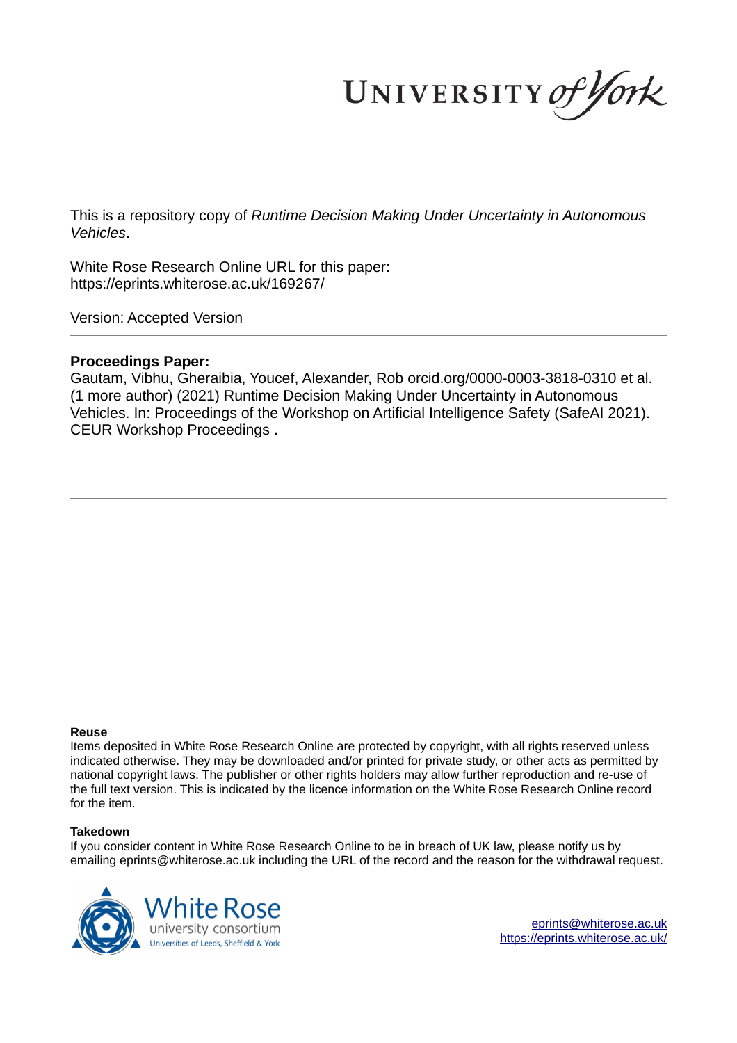This is a repository copy of *Runtime Decision Making Under Uncertainty in Autonomous Vehicles*.

White Rose Research Online URL for this paper:
https://eprints.whiterose.ac.uk/169267/

Version: Accepted Version

**Proceedings Paper:**

Gautam, Vibhu, Gheraibia, Youcef, Alexander, Rob orcid.org/0000-0003-3818-0310 et al. (1 more author) (2021) Runtime Decision Making Under Uncertainty in Autonomous Vehicles. In: Proceedings of the Workshop on Artificial Intelligence Safety (SafeAI 2021). CEUR Workshop Proceedings .

**Reuse**

Items deposited in White Rose Research Online are protected by copyright, with all rights reserved unless indicated otherwise. They may be downloaded and/or printed for private study, or other acts as permitted by national copyright laws. The publisher or other rights holders may allow further reproduction and re-use of the full text version. This is indicated by the licence information on the White Rose Research Online record for the item.

**Takedown**

If you consider content in White Rose Research Online to be in breach of UK law, please notify us by emailing eprints@whiterose.ac.uk including the URL of the record and the reason for the withdrawal request.

eprints@whiterose.ac.uk
https://eprints.whiterose.ac.uk/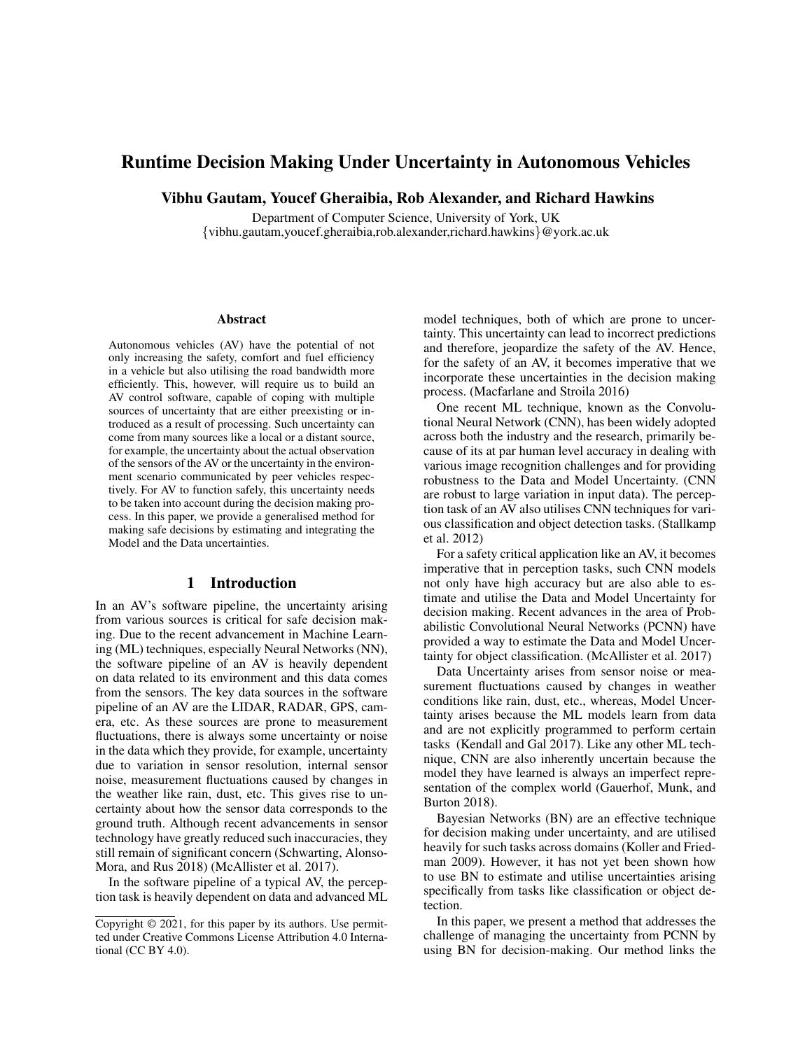# Runtime Decision Making Under Uncertainty in Autonomous Vehicles

**Vibhu Gautam, Youcef Gheraibia, Rob Alexander, and Richard Hawkins**

Department of Computer Science, University of York, UK
{vibhu.gautam,youcef.gheraibia,rob.alexander,richard.hawkins}@york.ac.uk

### Abstract

Autonomous vehicles (AV) have the potential of not only increasing the safety, comfort and fuel efficiency in a vehicle but also utilising the road bandwidth more efficiently. This, however, will require us to build an AV control software, capable of coping with multiple sources of uncertainty that are either preexisting or introduced as a result of processing. Such uncertainty can come from many sources like a local or a distant source, for example, the uncertainty about the actual observation of the sensors of the AV or the uncertainty in the environment scenario communicated by peer vehicles respectively. For AV to function safely, this uncertainty needs to be taken into account during the decision making process. In this paper, we provide a generalised method for making safe decisions by estimating and integrating the Model and the Data uncertainties.

## 1 Introduction

In an AV's software pipeline, the uncertainty arising from various sources is critical for safe decision making. Due to the recent advancement in Machine Learning (ML) techniques, especially Neural Networks (NN), the software pipeline of an AV is heavily dependent on data related to its environment and this data comes from the sensors. The key data sources in the software pipeline of an AV are the LIDAR, RADAR, GPS, camera, etc. As these sources are prone to measurement fluctuations, there is always some uncertainty or noise in the data which they provide, for example, uncertainty due to variation in sensor resolution, internal sensor noise, measurement fluctuations caused by changes in the weather like rain, dust, etc. This gives rise to uncertainty about how the sensor data corresponds to the ground truth. Although recent advancements in sensor technology have greatly reduced such inaccuracies, they still remain of significant concern (Schwarting, Alonso-Mora, and Rus 2018) (McAllister et al. 2017).

In the software pipeline of a typical AV, the perception task is heavily dependent on data and advanced ML model techniques, both of which are prone to uncertainty. This uncertainty can lead to incorrect predictions and therefore, jeopardize the safety of the AV. Hence, for the safety of an AV, it becomes imperative that we incorporate these uncertainties in the decision making process. (Macfarlane and Stroila 2016)

One recent ML technique, known as the Convolutional Neural Network (CNN), has been widely adopted across both the industry and the research, primarily because of its at par human level accuracy in dealing with various image recognition challenges and for providing robustness to the Data and Model Uncertainty. (CNN are robust to large variation in input data). The perception task of an AV also utilises CNN techniques for various classification and object detection tasks. (Stallkamp et al. 2012)

For a safety critical application like an AV, it becomes imperative that in perception tasks, such CNN models not only have high accuracy but are also able to estimate and utilise the Data and Model Uncertainty for decision making. Recent advances in the area of Probabilistic Convolutional Neural Networks (PCNN) have provided a way to estimate the Data and Model Uncertainty for object classification. (McAllister et al. 2017)

Data Uncertainty arises from sensor noise or measurement fluctuations caused by changes in weather conditions like rain, dust, etc., whereas, Model Uncertainty arises because the ML models learn from data and are not explicitly programmed to perform certain tasks (Kendall and Gal 2017). Like any other ML technique, CNN are also inherently uncertain because the model they have learned is always an imperfect representation of the complex world (Gauerhof, Munk, and Burton 2018).

Bayesian Networks (BN) are an effective technique for decision making under uncertainty, and are utilised heavily for such tasks across domains (Koller and Friedman 2009). However, it has not yet been shown how to use BN to estimate and utilise uncertainties arising specifically from tasks like classification or object detection.

In this paper, we present a method that addresses the challenge of managing the uncertainty from PCNN by using BN for decision-making. Our method links the

Copyright © 2021, for this paper by its authors. Use permitted under Creative Commons License Attribution 4.0 International (CC BY 4.0).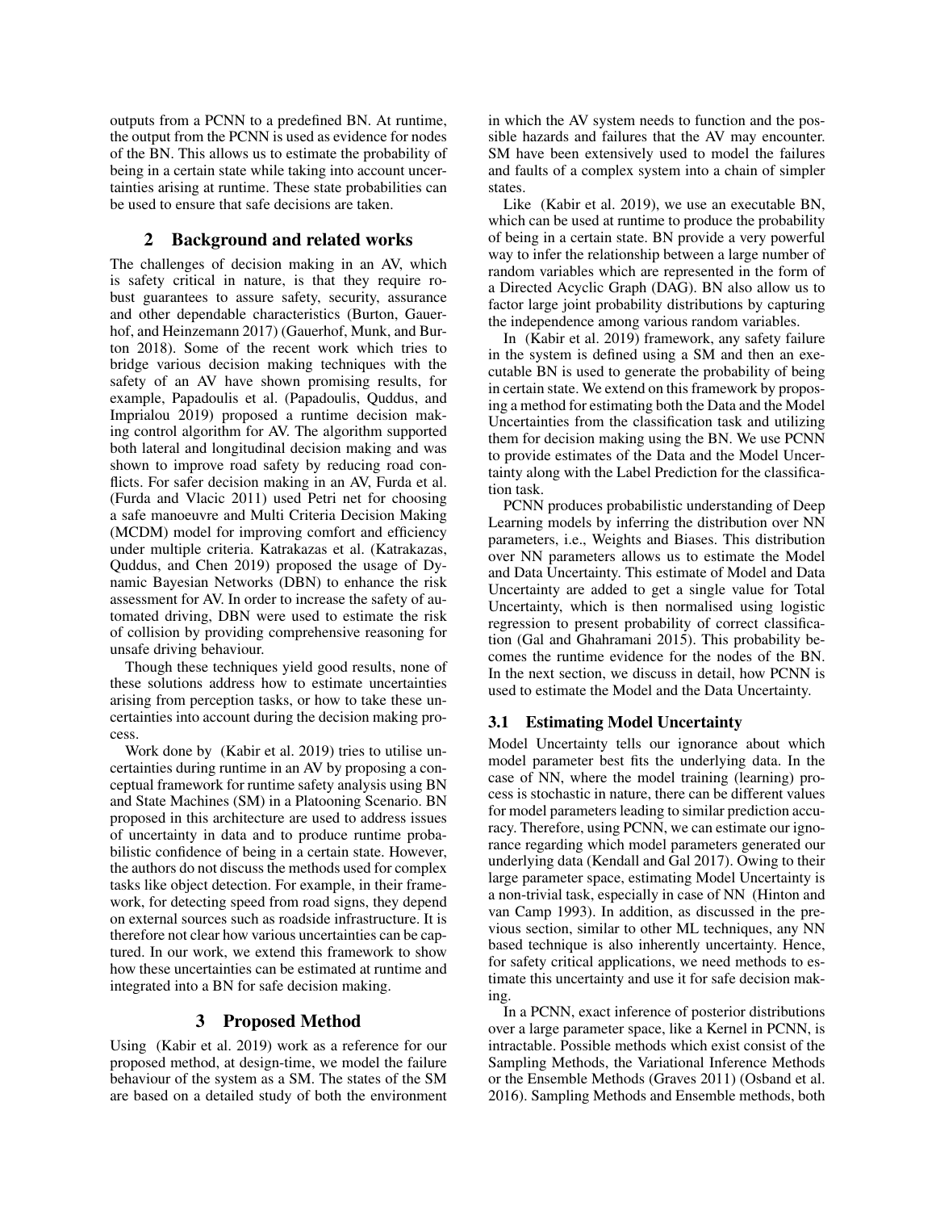outputs from a PCNN to a predefined BN. At runtime, the output from the PCNN is used as evidence for nodes of the BN. This allows us to estimate the probability of being in a certain state while taking into account uncertainties arising at runtime. These state probabilities can be used to ensure that safe decisions are taken.

## 2 Background and related works

The challenges of decision making in an AV, which is safety critical in nature, is that they require robust guarantees to assure safety, security, assurance and other dependable characteristics (Burton, Gauerhof, and Heinzemann 2017) (Gauerhof, Munk, and Burton 2018). Some of the recent work which tries to bridge various decision making techniques with the safety of an AV have shown promising results, for example, Papadoulis et al. (Papadoulis, Quddus, and Imprialou 2019) proposed a runtime decision making control algorithm for AV. The algorithm supported both lateral and longitudinal decision making and was shown to improve road safety by reducing road conflicts. For safer decision making in an AV, Furda et al. (Furda and Vlacic 2011) used Petri net for choosing a safe manoeuvre and Multi Criteria Decision Making (MCDM) model for improving comfort and efficiency under multiple criteria. Katrakazas et al. (Katrakazas, Quddus, and Chen 2019) proposed the usage of Dynamic Bayesian Networks (DBN) to enhance the risk assessment for AV. In order to increase the safety of automated driving, DBN were used to estimate the risk of collision by providing comprehensive reasoning for unsafe driving behaviour.

Though these techniques yield good results, none of these solutions address how to estimate uncertainties arising from perception tasks, or how to take these uncertainties into account during the decision making process.

Work done by (Kabir et al. 2019) tries to utilise uncertainties during runtime in an AV by proposing a conceptual framework for runtime safety analysis using BN and State Machines (SM) in a Platooning Scenario. BN proposed in this architecture are used to address issues of uncertainty in data and to produce runtime probabilistic confidence of being in a certain state. However, the authors do not discuss the methods used for complex tasks like object detection. For example, in their framework, for detecting speed from road signs, they depend on external sources such as roadside infrastructure. It is therefore not clear how various uncertainties can be captured. In our work, we extend this framework to show how these uncertainties can be estimated at runtime and integrated into a BN for safe decision making.

## 3 Proposed Method

Using (Kabir et al. 2019) work as a reference for our proposed method, at design-time, we model the failure behaviour of the system as a SM. The states of the SM are based on a detailed study of both the environment in which the AV system needs to function and the possible hazards and failures that the AV may encounter. SM have been extensively used to model the failures and faults of a complex system into a chain of simpler states.

Like (Kabir et al. 2019), we use an executable BN, which can be used at runtime to produce the probability of being in a certain state. BN provide a very powerful way to infer the relationship between a large number of random variables which are represented in the form of a Directed Acyclic Graph (DAG). BN also allow us to factor large joint probability distributions by capturing the independence among various random variables.

In (Kabir et al. 2019) framework, any safety failure in the system is defined using a SM and then an executable BN is used to generate the probability of being in certain state. We extend on this framework by proposing a method for estimating both the Data and the Model Uncertainties from the classification task and utilizing them for decision making using the BN. We use PCNN to provide estimates of the Data and the Model Uncertainty along with the Label Prediction for the classification task.

PCNN produces probabilistic understanding of Deep Learning models by inferring the distribution over NN parameters, i.e., Weights and Biases. This distribution over NN parameters allows us to estimate the Model and Data Uncertainty. This estimate of Model and Data Uncertainty are added to get a single value for Total Uncertainty, which is then normalised using logistic regression to present probability of correct classification (Gal and Ghahramani 2015). This probability becomes the runtime evidence for the nodes of the BN. In the next section, we discuss in detail, how PCNN is used to estimate the Model and the Data Uncertainty.

### 3.1 Estimating Model Uncertainty

Model Uncertainty tells our ignorance about which model parameter best fits the underlying data. In the case of NN, where the model training (learning) process is stochastic in nature, there can be different values for model parameters leading to similar prediction accuracy. Therefore, using PCNN, we can estimate our ignorance regarding which model parameters generated our underlying data (Kendall and Gal 2017). Owing to their large parameter space, estimating Model Uncertainty is a non-trivial task, especially in case of NN (Hinton and van Camp 1993). In addition, as discussed in the previous section, similar to other ML techniques, any NN based technique is also inherently uncertainty. Hence, for safety critical applications, we need methods to estimate this uncertainty and use it for safe decision making.

In a PCNN, exact inference of posterior distributions over a large parameter space, like a Kernel in PCNN, is intractable. Possible methods which exist consist of the Sampling Methods, the Variational Inference Methods or the Ensemble Methods (Graves 2011) (Osband et al. 2016). Sampling Methods and Ensemble methods, both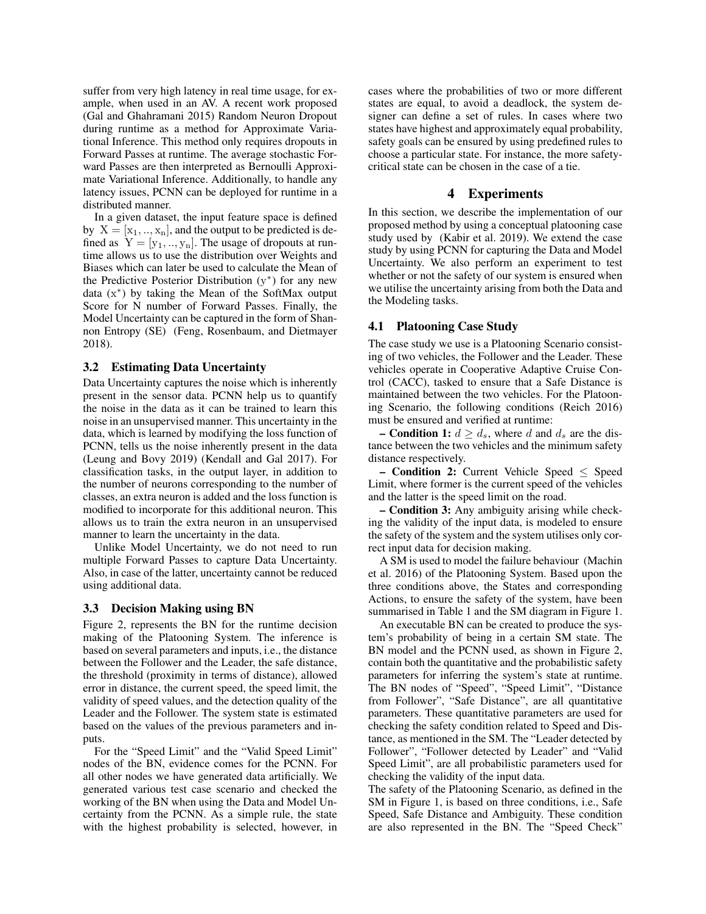suffer from very high latency in real time usage, for example, when used in an AV. A recent work proposed (Gal and Ghahramani 2015) Random Neuron Dropout during runtime as a method for Approximate Variational Inference. This method only requires dropouts in Forward Passes at runtime. The average stochastic Forward Passes are then interpreted as Bernoulli Approximate Variational Inference. Additionally, to handle any latency issues, PCNN can be deployed for runtime in a distributed manner.

In a given dataset, the input feature space is defined by $X = [x_1, .., x_n]$, and the output to be predicted is defined as $Y = [y_1, .., y_n]$. The usage of dropouts at runtime allows us to use the distribution over Weights and Biases which can later be used to calculate the Mean of the Predictive Posterior Distribution ($y^*$) for any new data ($x^*$) by taking the Mean of the SoftMax output Score for N number of Forward Passes. Finally, the Model Uncertainty can be captured in the form of Shannon Entropy (SE) (Feng, Rosenbaum, and Dietmayer 2018).

### 3.2 Estimating Data Uncertainty

Data Uncertainty captures the noise which is inherently present in the sensor data. PCNN help us to quantify the noise in the data as it can be trained to learn this noise in an unsupervised manner. This uncertainty in the data, which is learned by modifying the loss function of PCNN, tells us the noise inherently present in the data (Leung and Bovy 2019) (Kendall and Gal 2017). For classification tasks, in the output layer, in addition to the number of neurons corresponding to the number of classes, an extra neuron is added and the loss function is modified to incorporate for this additional neuron. This allows us to train the extra neuron in an unsupervised manner to learn the uncertainty in the data.

Unlike Model Uncertainty, we do not need to run multiple Forward Passes to capture Data Uncertainty. Also, in case of the latter, uncertainty cannot be reduced using additional data.

### 3.3 Decision Making using BN

Figure 2, represents the BN for the runtime decision making of the Platooning System. The inference is based on several parameters and inputs, i.e., the distance between the Follower and the Leader, the safe distance, the threshold (proximity in terms of distance), allowed error in distance, the current speed, the speed limit, the validity of speed values, and the detection quality of the Leader and the Follower. The system state is estimated based on the values of the previous parameters and inputs.

For the "Speed Limit" and the "Valid Speed Limit" nodes of the BN, evidence comes for the PCNN. For all other nodes we have generated data artificially. We generated various test case scenario and checked the working of the BN when using the Data and Model Uncertainty from the PCNN. As a simple rule, the state with the highest probability is selected, however, in cases where the probabilities of two or more different states are equal, to avoid a deadlock, the system designer can define a set of rules. In cases where two states have highest and approximately equal probability, safety goals can be ensured by using predefined rules to choose a particular state. For instance, the more safety-critical state can be chosen in the case of a tie.

## 4 Experiments

In this section, we describe the implementation of our proposed method by using a conceptual platooning case study used by (Kabir et al. 2019). We extend the case study by using PCNN for capturing the Data and Model Uncertainty. We also perform an experiment to test whether or not the safety of our system is ensured when we utilise the uncertainty arising from both the Data and the Modeling tasks.

### 4.1 Platooning Case Study

The case study we use is a Platooning Scenario consisting of two vehicles, the Follower and the Leader. These vehicles operate in Cooperative Adaptive Cruise Control (CACC), tasked to ensure that a Safe Distance is maintained between the two vehicles. For the Platooning Scenario, the following conditions (Reich 2016) must be ensured and verified at runtime:

– **Condition 1:** $d \geq d_s$, where $d$ and $d_s$ are the distance between the two vehicles and the minimum safety distance respectively.

– **Condition 2:** Current Vehicle Speed $\leq$ Speed Limit, where former is the current speed of the vehicles and the latter is the speed limit on the road.

– **Condition 3:** Any ambiguity arising while checking the validity of the input data, is modeled to ensure the safety of the system and the system utilises only correct input data for decision making.

A SM is used to model the failure behaviour (Machin et al. 2016) of the Platooning System. Based upon the three conditions above, the States and corresponding Actions, to ensure the safety of the system, have been summarised in Table 1 and the SM diagram in Figure 1.

An executable BN can be created to produce the system's probability of being in a certain SM state. The BN model and the PCNN used, as shown in Figure 2, contain both the quantitative and the probabilistic safety parameters for inferring the system's state at runtime. The BN nodes of "Speed", "Speed Limit", "Distance from Follower", "Safe Distance", are all quantitative parameters. These quantitative parameters are used for checking the safety condition related to Speed and Distance, as mentioned in the SM. The "Leader detected by Follower", "Follower detected by Leader" and "Valid Speed Limit", are all probabilistic parameters used for checking the validity of the input data.

The safety of the Platooning Scenario, as defined in the SM in Figure 1, is based on three conditions, i.e., Safe Speed, Safe Distance and Ambiguity. These condition are also represented in the BN. The "Speed Check"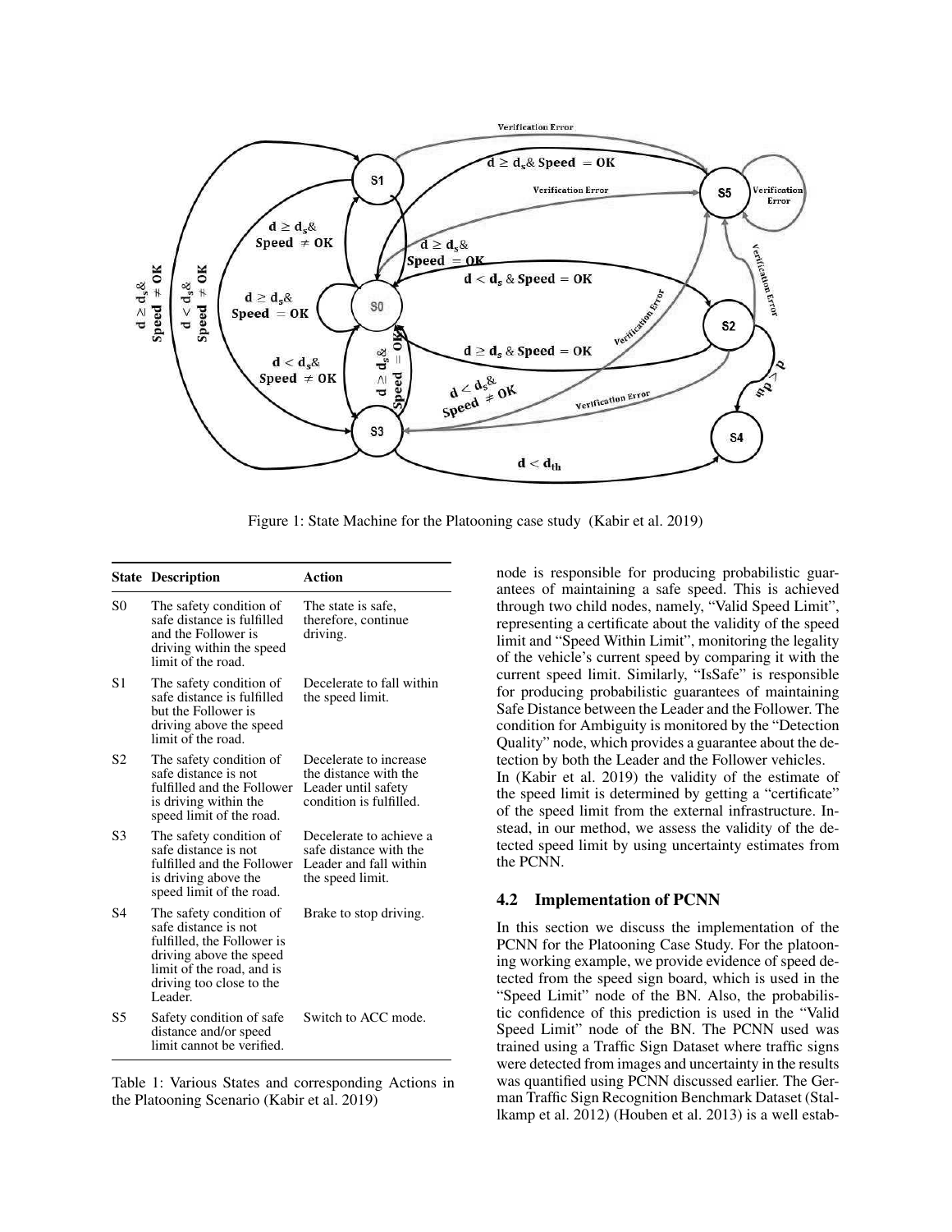Figure 1: State Machine for the Platooning case study (Kabir et al. 2019)

| State | Description | Action |
|---|---|---|
| S0 | The safety condition of safe distance is fulfilled and the Follower is driving within the speed limit of the road. | The state is safe, therefore, continue driving. |
| S1 | The safety condition of safe distance is fulfilled but the Follower is driving above the speed limit of the road. | Decelerate to fall within the speed limit. |
| S2 | The safety condition of safe distance is not fulfilled and the Follower is driving within the speed limit of the road. | Decelerate to increase the distance with the Leader until safety condition is fulfilled. |
| S3 | The safety condition of safe distance is not fulfilled and the Follower is driving above the speed limit of the road. | Decelerate to achieve a safe distance with the Leader and fall within the speed limit. |
| S4 | The safety condition of safe distance is not fulfilled, the Follower is driving above the speed limit of the road, and is driving too close to the Leader. | Brake to stop driving. |
| S5 | Safety condition of safe distance and/or speed limit cannot be verified. | Switch to ACC mode. |

Table 1: Various States and corresponding Actions in the Platooning Scenario (Kabir et al. 2019)

node is responsible for producing probabilistic guarantees of maintaining a safe speed. This is achieved through two child nodes, namely, "Valid Speed Limit", representing a certificate about the validity of the speed limit and "Speed Within Limit", monitoring the legality of the vehicle's current speed by comparing it with the current speed limit. Similarly, "IsSafe" is responsible for producing probabilistic guarantees of maintaining Safe Distance between the Leader and the Follower. The condition for Ambiguity is monitored by the "Detection Quality" node, which provides a guarantee about the detection by both the Leader and the Follower vehicles.

In (Kabir et al. 2019) the validity of the estimate of the speed limit is determined by getting a "certificate" of the speed limit from the external infrastructure. Instead, in our method, we assess the validity of the detected speed limit by using uncertainty estimates from the PCNN.

### 4.2 Implementation of PCNN

In this section we discuss the implementation of the PCNN for the Platooning Case Study. For the platooning working example, we provide evidence of speed detected from the speed sign board, which is used in the "Speed Limit" node of the BN. Also, the probabilistic confidence of this prediction is used in the "Valid Speed Limit" node of the BN. The PCNN used was trained using a Traffic Sign Dataset where traffic signs were detected from images and uncertainty in the results was quantified using PCNN discussed earlier. The German Traffic Sign Recognition Benchmark Dataset (Stallkamp et al. 2012) (Houben et al. 2013) is a well estab-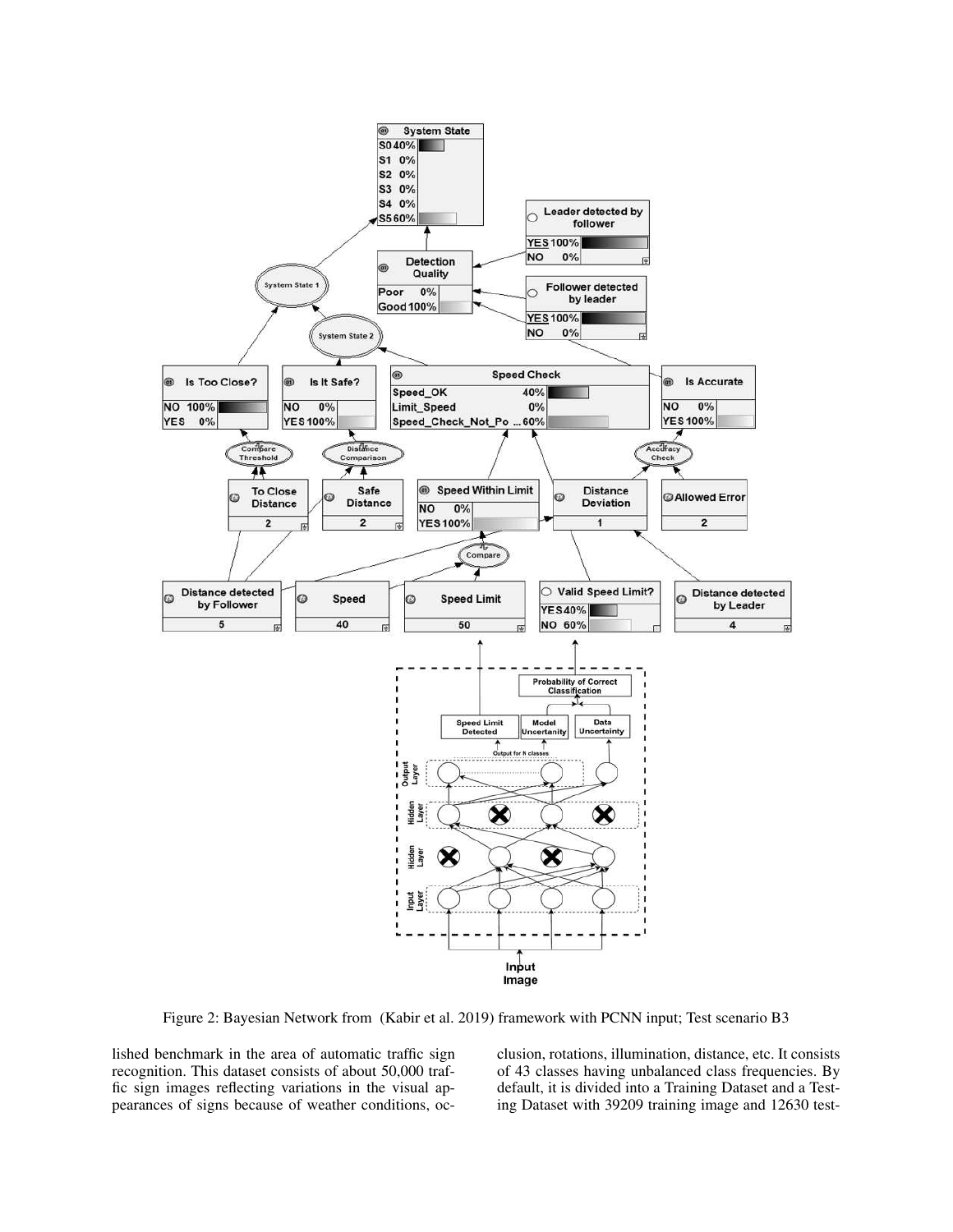Figure 2: Bayesian Network from (Kabir et al. 2019) framework with PCNN input; Test scenario B3

lished benchmark in the area of automatic traffic sign recognition. This dataset consists of about 50,000 traffic sign images reflecting variations in the visual appearances of signs because of weather conditions, occlusion, rotations, illumination, distance, etc. It consists of 43 classes having unbalanced class frequencies. By default, it is divided into a Training Dataset and a Testing Dataset with 39209 training image and 12630 test-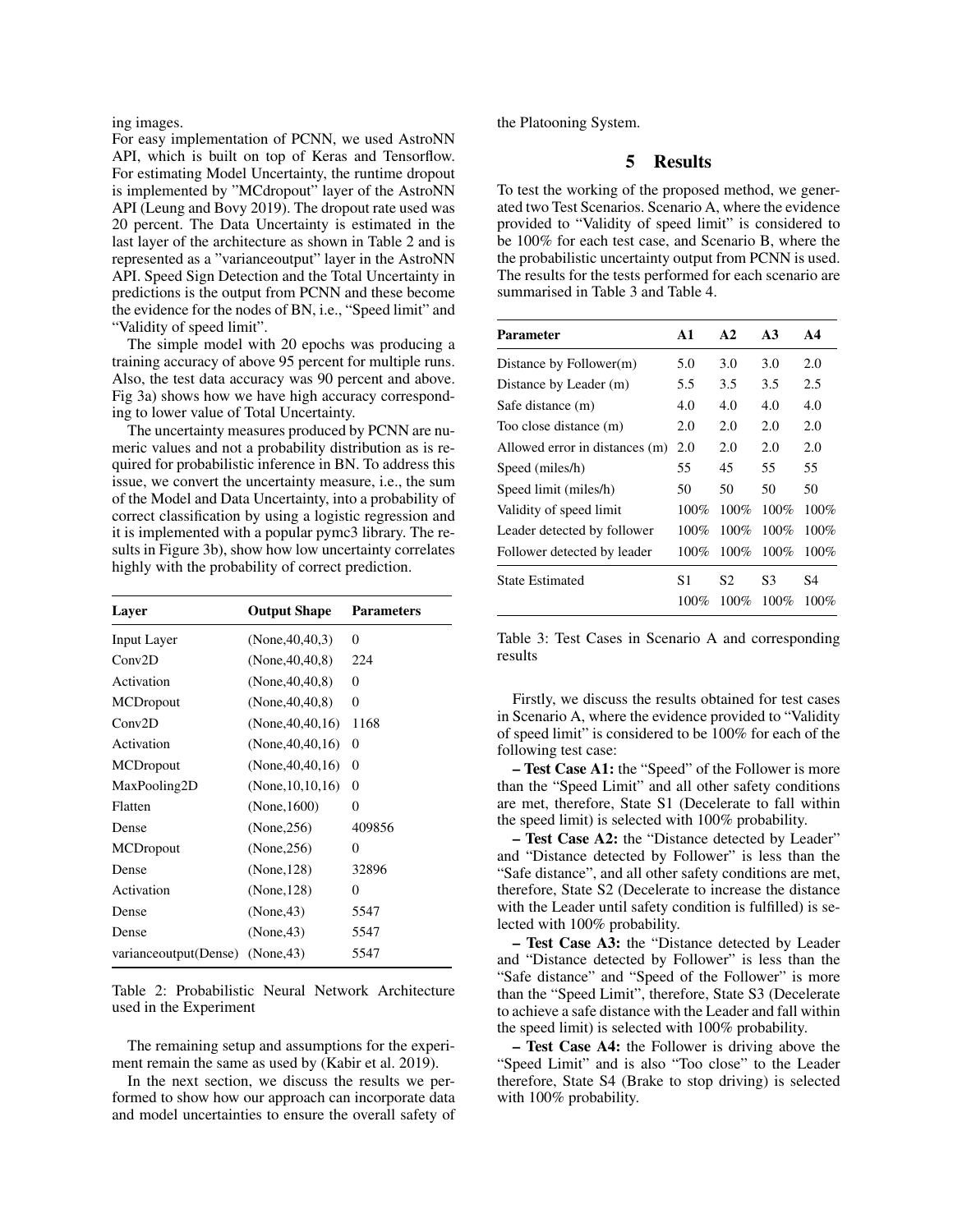ing images.

For easy implementation of PCNN, we used AstroNN API, which is built on top of Keras and Tensorflow. For estimating Model Uncertainty, the runtime dropout is implemented by "MCdropout" layer of the AstroNN API (Leung and Bovy 2019). The dropout rate used was 20 percent. The Data Uncertainty is estimated in the last layer of the architecture as shown in Table 2 and is represented as a "varianceoutput" layer in the AstroNN API. Speed Sign Detection and the Total Uncertainty in predictions is the output from PCNN and these become the evidence for the nodes of BN, i.e., "Speed limit" and "Validity of speed limit".

The simple model with 20 epochs was producing a training accuracy of above 95 percent for multiple runs. Also, the test data accuracy was 90 percent and above. Fig 3a) shows how we have high accuracy corresponding to lower value of Total Uncertainty.

The uncertainty measures produced by PCNN are numeric values and not a probability distribution as is required for probabilistic inference in BN. To address this issue, we convert the uncertainty measure, i.e., the sum of the Model and Data Uncertainty, into a probability of correct classification by using a logistic regression and it is implemented with a popular pymc3 library. The results in Figure 3b), show how low uncertainty correlates highly with the probability of correct prediction.

| Layer | Output Shape | Parameters |
|---|---|---|
| Input Layer | (None,40,40,3) | 0 |
| Conv2D | (None,40,40,8) | 224 |
| Activation | (None,40,40,8) | 0 |
| MCDropout | (None,40,40,8) | 0 |
| Conv2D | (None,40,40,16) | 1168 |
| Activation | (None,40,40,16) | 0 |
| MCDropout | (None,40,40,16) | 0 |
| MaxPooling2D | (None,10,10,16) | 0 |
| Flatten | (None,1600) | 0 |
| Dense | (None,256) | 409856 |
| MCDropout | (None,256) | 0 |
| Dense | (None,128) | 32896 |
| Activation | (None,128) | 0 |
| Dense | (None,43) | 5547 |
| Dense | (None,43) | 5547 |
| varianceoutput(Dense) | (None,43) | 5547 |

Table 2: Probabilistic Neural Network Architecture used in the Experiment

The remaining setup and assumptions for the experiment remain the same as used by (Kabir et al. 2019).

In the next section, we discuss the results we performed to show how our approach can incorporate data and model uncertainties to ensure the overall safety of the Platooning System.

## 5 Results

To test the working of the proposed method, we generated two Test Scenarios. Scenario A, where the evidence provided to "Validity of speed limit" is considered to be 100% for each test case, and Scenario B, where the the probabilistic uncertainty output from PCNN is used. The results for the tests performed for each scenario are summarised in Table 3 and Table 4.

| Parameter | A1 | A2 | A3 | A4 |
|---|---|---|---|---|
| Distance by Follower(m) | 5.0 | 3.0 | 3.0 | 2.0 |
| Distance by Leader (m) | 5.5 | 3.5 | 3.5 | 2.5 |
| Safe distance (m) | 4.0 | 4.0 | 4.0 | 4.0 |
| Too close distance (m) | 2.0 | 2.0 | 2.0 | 2.0 |
| Allowed error in distances (m) | 2.0 | 2.0 | 2.0 | 2.0 |
| Speed (miles/h) | 55 | 45 | 55 | 55 |
| Speed limit (miles/h) | 50 | 50 | 50 | 50 |
| Validity of speed limit | 100% | 100% | 100% | 100% |
| Leader detected by follower | 100% | 100% | 100% | 100% |
| Follower detected by leader | 100% | 100% | 100% | 100% |
| State Estimated | S1 | S2 | S3 | S4 |
| | 100% | 100% | 100% | 100% |

Table 3: Test Cases in Scenario A and corresponding results

Firstly, we discuss the results obtained for test cases in Scenario A, where the evidence provided to "Validity of speed limit" is considered to be 100% for each of the following test case:

**– Test Case A1:** the "Speed" of the Follower is more than the "Speed Limit" and all other safety conditions are met, therefore, State S1 (Decelerate to fall within the speed limit) is selected with 100% probability.

**– Test Case A2:** the "Distance detected by Leader" and "Distance detected by Follower" is less than the "Safe distance", and all other safety conditions are met, therefore, State S2 (Decelerate to increase the distance with the Leader until safety condition is fulfilled) is selected with 100% probability.

**– Test Case A3:** the "Distance detected by Leader and "Distance detected by Follower" is less than the "Safe distance" and "Speed of the Follower" is more than the "Speed Limit", therefore, State S3 (Decelerate to achieve a safe distance with the Leader and fall within the speed limit) is selected with 100% probability.

**– Test Case A4:** the Follower is driving above the "Speed Limit" and is also "Too close" to the Leader therefore, State S4 (Brake to stop driving) is selected with 100% probability.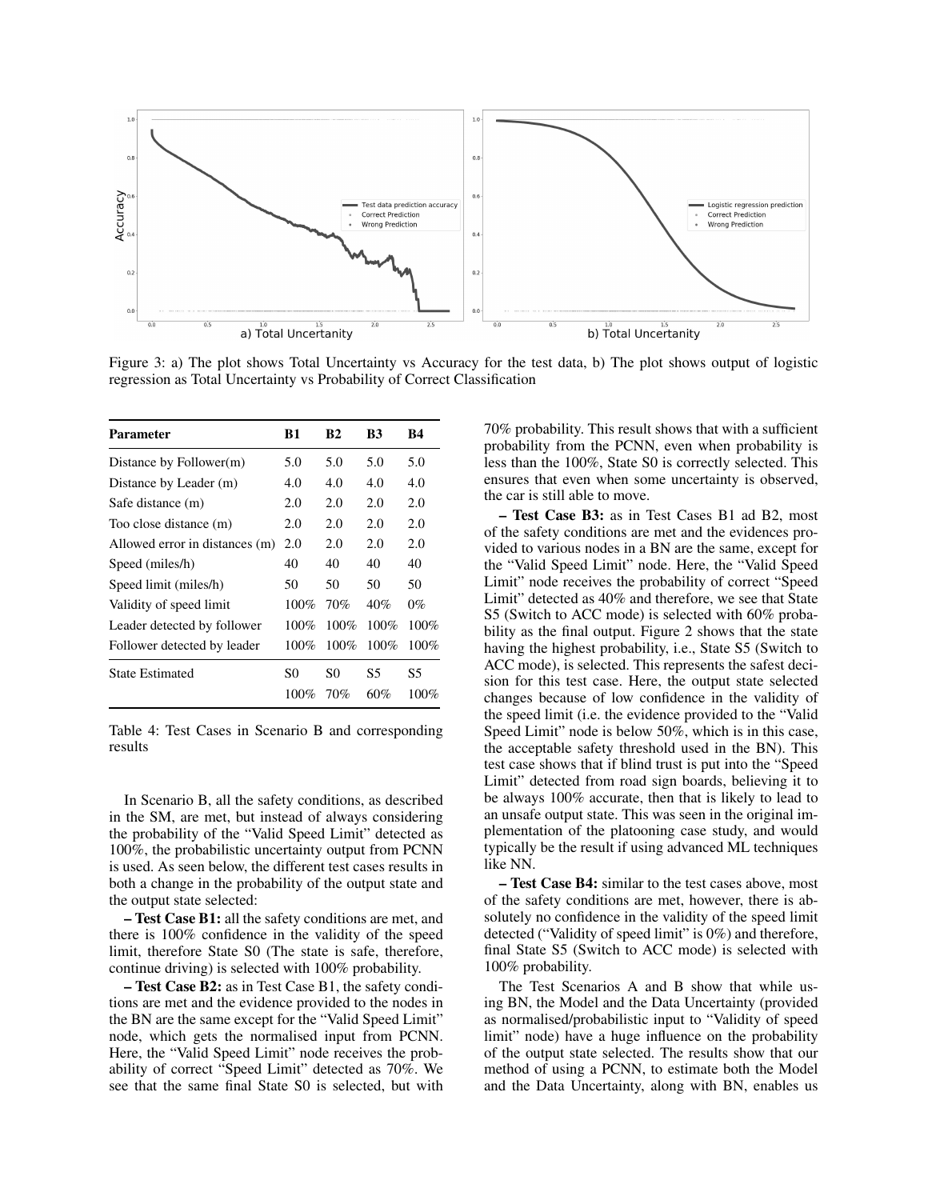Figure 3: a) The plot shows Total Uncertainty vs Accuracy for the test data, b) The plot shows output of logistic regression as Total Uncertainty vs Probability of Correct Classification

| Parameter | B1 | B2 | B3 | B4 |
|---|---|---|---|---|
| Distance by Follower(m) | 5.0 | 5.0 | 5.0 | 5.0 |
| Distance by Leader (m) | 4.0 | 4.0 | 4.0 | 4.0 |
| Safe distance (m) | 2.0 | 2.0 | 2.0 | 2.0 |
| Too close distance (m) | 2.0 | 2.0 | 2.0 | 2.0 |
| Allowed error in distances (m) | 2.0 | 2.0 | 2.0 | 2.0 |
| Speed (miles/h) | 40 | 40 | 40 | 40 |
| Speed limit (miles/h) | 50 | 50 | 50 | 50 |
| Validity of speed limit | 100% | 70% | 40% | 0% |
| Leader detected by follower | 100% | 100% | 100% | 100% |
| Follower detected by leader | 100% | 100% | 100% | 100% |
| State Estimated | S0 | S0 | S5 | S5 |
| | 100% | 70% | 60% | 100% |

Table 4: Test Cases in Scenario B and corresponding results

In Scenario B, all the safety conditions, as described in the SM, are met, but instead of always considering the probability of the "Valid Speed Limit" detected as 100%, the probabilistic uncertainty output from PCNN is used. As seen below, the different test cases results in both a change in the probability of the output state and the output state selected:

– **Test Case B1:** all the safety conditions are met, and there is 100% confidence in the validity of the speed limit, therefore State S0 (The state is safe, therefore, continue driving) is selected with 100% probability.

– **Test Case B2:** as in Test Case B1, the safety conditions are met and the evidence provided to the nodes in the BN are the same except for the "Valid Speed Limit" node, which gets the normalised input from PCNN. Here, the "Valid Speed Limit" node receives the probability of correct "Speed Limit" detected as 70%. We see that the same final State S0 is selected, but with 70% probability. This result shows that with a sufficient probability from the PCNN, even when probability is less than the 100%, State S0 is correctly selected. This ensures that even when some uncertainty is observed, the car is still able to move.

– **Test Case B3:** as in Test Cases B1 ad B2, most of the safety conditions are met and the evidences provided to various nodes in a BN are the same, except for the "Valid Speed Limit" node. Here, the "Valid Speed Limit" node receives the probability of correct "Speed Limit" detected as 40% and therefore, we see that State S5 (Switch to ACC mode) is selected with 60% probability as the final output. Figure 2 shows that the state having the highest probability, i.e., State S5 (Switch to ACC mode), is selected. This represents the safest decision for this test case. Here, the output state selected changes because of low confidence in the validity of the speed limit (i.e. the evidence provided to the "Valid Speed Limit" node is below 50%, which is in this case, the acceptable safety threshold used in the BN). This test case shows that if blind trust is put into the "Speed Limit" detected from road sign boards, believing it to be always 100% accurate, then that is likely to lead to an unsafe output state. This was seen in the original implementation of the platooning case study, and would typically be the result if using advanced ML techniques like NN.

– **Test Case B4:** similar to the test cases above, most of the safety conditions are met, however, there is absolutely no confidence in the validity of the speed limit detected ("Validity of speed limit" is 0%) and therefore, final State S5 (Switch to ACC mode) is selected with 100% probability.

The Test Scenarios A and B show that while using BN, the Model and the Data Uncertainty (provided as normalised/probabilistic input to "Validity of speed limit" node) have a huge influence on the probability of the output state selected. The results show that our method of using a PCNN, to estimate both the Model and the Data Uncertainty, along with BN, enables us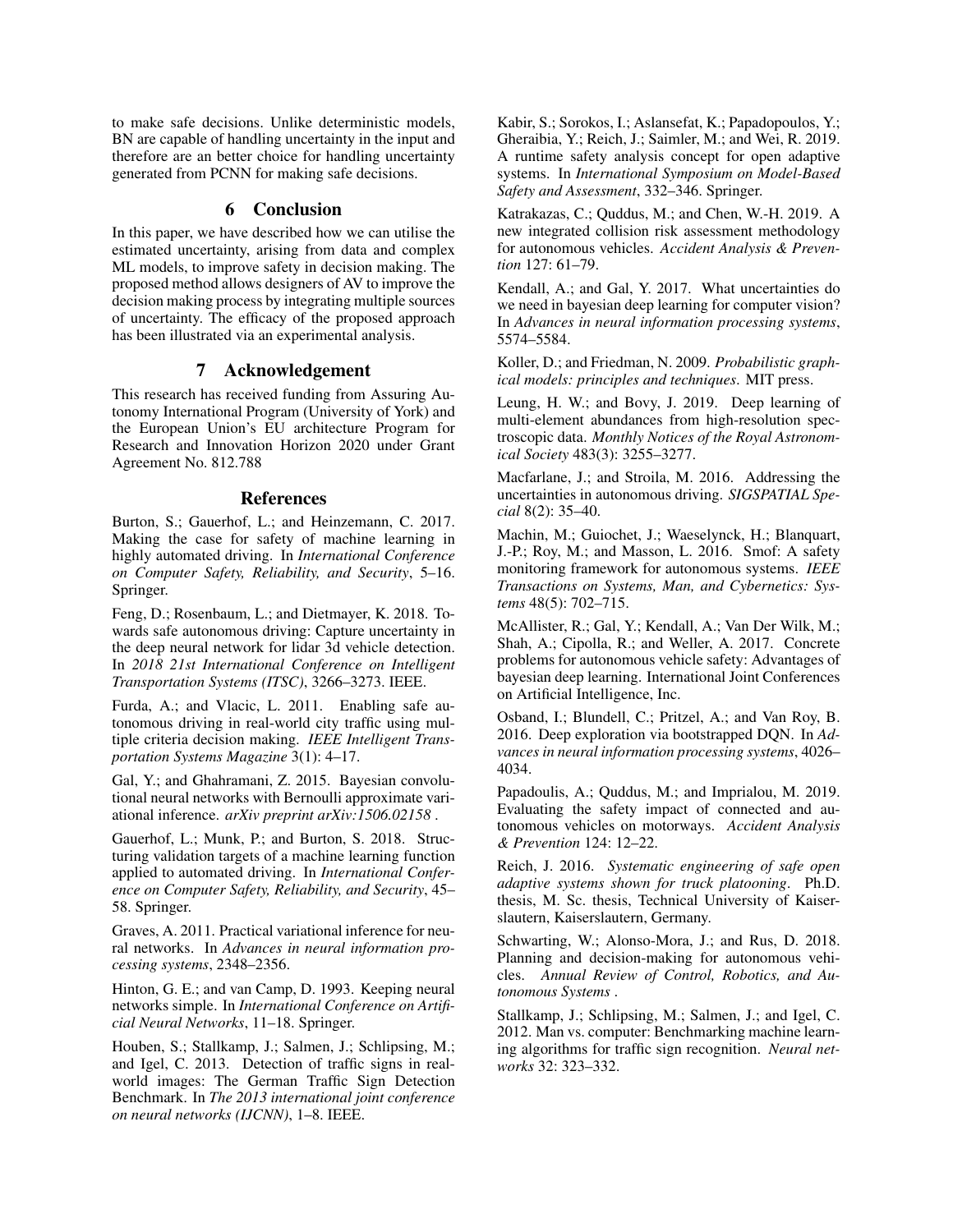to make safe decisions. Unlike deterministic models, BN are capable of handling uncertainty in the input and therefore are an better choice for handling uncertainty generated from PCNN for making safe decisions.

## 6 Conclusion

In this paper, we have described how we can utilise the estimated uncertainty, arising from data and complex ML models, to improve safety in decision making. The proposed method allows designers of AV to improve the decision making process by integrating multiple sources of uncertainty. The efficacy of the proposed approach has been illustrated via an experimental analysis.

## 7 Acknowledgement

This research has received funding from Assuring Autonomy International Program (University of York) and the European Union's EU architecture Program for Research and Innovation Horizon 2020 under Grant Agreement No. 812.788

## References

Burton, S.; Gauerhof, L.; and Heinzemann, C. 2017. Making the case for safety of machine learning in highly automated driving. In *International Conference on Computer Safety, Reliability, and Security*, 5–16. Springer.

Feng, D.; Rosenbaum, L.; and Dietmayer, K. 2018. Towards safe autonomous driving: Capture uncertainty in the deep neural network for lidar 3d vehicle detection. In *2018 21st International Conference on Intelligent Transportation Systems (ITSC)*, 3266–3273. IEEE.

Furda, A.; and Vlacic, L. 2011. Enabling safe autonomous driving in real-world city traffic using multiple criteria decision making. *IEEE Intelligent Transportation Systems Magazine* 3(1): 4–17.

Gal, Y.; and Ghahramani, Z. 2015. Bayesian convolutional neural networks with Bernoulli approximate variational inference. *arXiv preprint arXiv:1506.02158* .

Gauerhof, L.; Munk, P.; and Burton, S. 2018. Structuring validation targets of a machine learning function applied to automated driving. In *International Conference on Computer Safety, Reliability, and Security*, 45–58. Springer.

Graves, A. 2011. Practical variational inference for neural networks. In *Advances in neural information processing systems*, 2348–2356.

Hinton, G. E.; and van Camp, D. 1993. Keeping neural networks simple. In *International Conference on Artificial Neural Networks*, 11–18. Springer.

Houben, S.; Stallkamp, J.; Salmen, J.; Schlipsing, M.; and Igel, C. 2013. Detection of traffic signs in real-world images: The German Traffic Sign Detection Benchmark. In *The 2013 international joint conference on neural networks (IJCNN)*, 1–8. IEEE.

Kabir, S.; Sorokos, I.; Aslansefat, K.; Papadopoulos, Y.; Gheraibia, Y.; Reich, J.; Saimler, M.; and Wei, R. 2019. A runtime safety analysis concept for open adaptive systems. In *International Symposium on Model-Based Safety and Assessment*, 332–346. Springer.

Katrakazas, C.; Quddus, M.; and Chen, W.-H. 2019. A new integrated collision risk assessment methodology for autonomous vehicles. *Accident Analysis & Prevention* 127: 61–79.

Kendall, A.; and Gal, Y. 2017. What uncertainties do we need in bayesian deep learning for computer vision? In *Advances in neural information processing systems*, 5574–5584.

Koller, D.; and Friedman, N. 2009. *Probabilistic graphical models: principles and techniques*. MIT press.

Leung, H. W.; and Bovy, J. 2019. Deep learning of multi-element abundances from high-resolution spectroscopic data. *Monthly Notices of the Royal Astronomical Society* 483(3): 3255–3277.

Macfarlane, J.; and Stroila, M. 2016. Addressing the uncertainties in autonomous driving. *SIGSPATIAL Special* 8(2): 35–40.

Machin, M.; Guiochet, J.; Waeselynck, H.; Blanquart, J.-P.; Roy, M.; and Masson, L. 2016. Smof: A safety monitoring framework for autonomous systems. *IEEE Transactions on Systems, Man, and Cybernetics: Systems* 48(5): 702–715.

McAllister, R.; Gal, Y.; Kendall, A.; Van Der Wilk, M.; Shah, A.; Cipolla, R.; and Weller, A. 2017. Concrete problems for autonomous vehicle safety: Advantages of bayesian deep learning. International Joint Conferences on Artificial Intelligence, Inc.

Osband, I.; Blundell, C.; Pritzel, A.; and Van Roy, B. 2016. Deep exploration via bootstrapped DQN. In *Advances in neural information processing systems*, 4026–4034.

Papadoulis, A.; Quddus, M.; and Imprialou, M. 2019. Evaluating the safety impact of connected and autonomous vehicles on motorways. *Accident Analysis & Prevention* 124: 12–22.

Reich, J. 2016. *Systematic engineering of safe open adaptive systems shown for truck platooning*. Ph.D. thesis, M. Sc. thesis, Technical University of Kaiserslautern, Kaiserslautern, Germany.

Schwarting, W.; Alonso-Mora, J.; and Rus, D. 2018. Planning and decision-making for autonomous vehicles. *Annual Review of Control, Robotics, and Autonomous Systems* .

Stallkamp, J.; Schlipsing, M.; Salmen, J.; and Igel, C. 2012. Man vs. computer: Benchmarking machine learning algorithms for traffic sign recognition. *Neural networks* 32: 323–332.